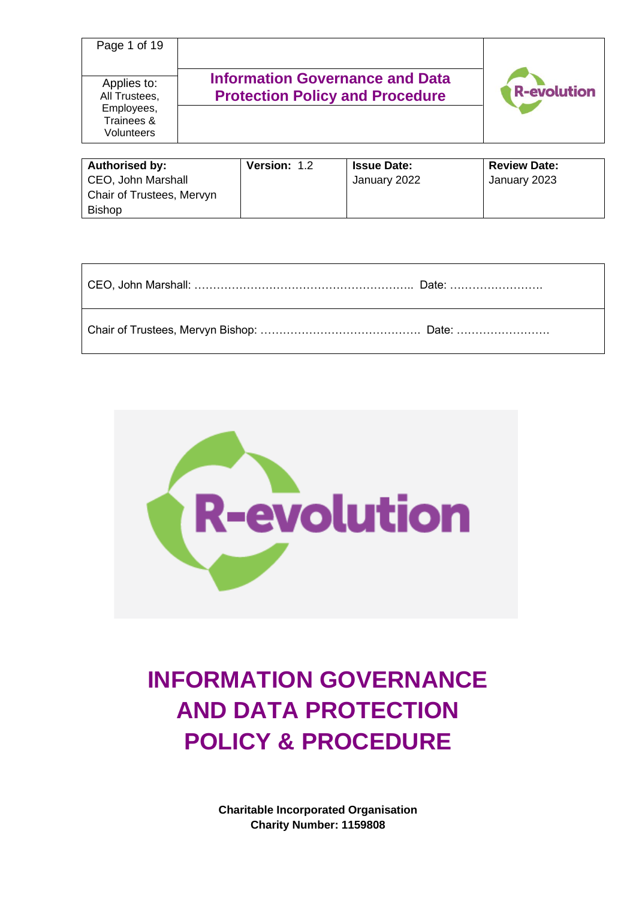| Page 1 of 19 | | |
|---|---|---|
| Applies to: All Trustees, Employees, Trainees & Volunteers | **Information Governance and Data Protection Policy and Procedure** | R-evolution |

| **Authorised by:** CEO, John Marshall Chair of Trustees, Mervyn Bishop | **Version:** 1.2 | **Issue Date:** January 2022 | **Review Date:** January 2023 |
|---|---|---|---|

| |
|---|
| CEO, John Marshall: ………………………………………………….. Date: ……………………. |
| Chair of Trustees, Mervyn Bishop: …………………………………….. Date: ……………………. |

# INFORMATION GOVERNANCE AND DATA PROTECTION POLICY & PROCEDURE

**Charitable Incorporated Organisation**
**Charity Number: 1159808**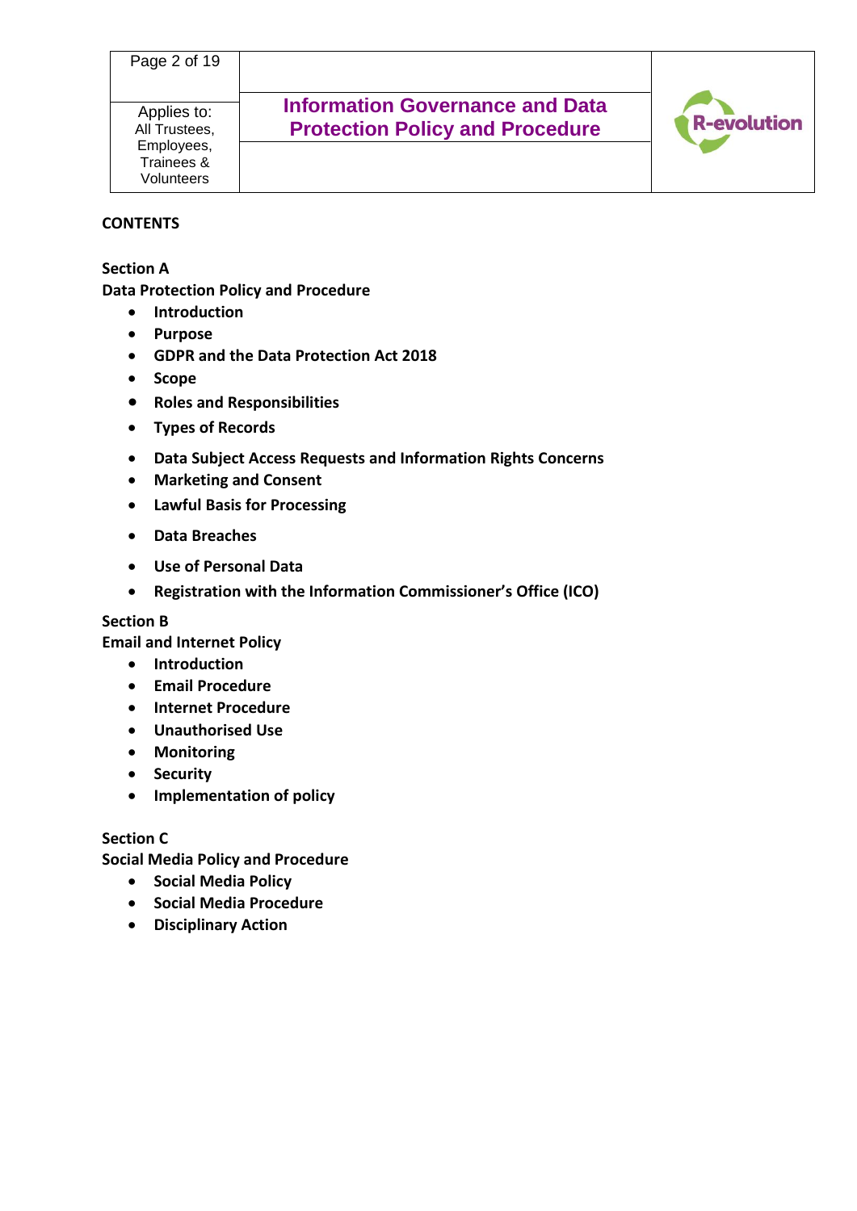**CONTENTS**

**Section A**

**Data Protection Policy and Procedure**

- **Introduction**
- **Purpose**
- **GDPR and the Data Protection Act 2018**
- **Scope**
- **Roles and Responsibilities**
- **Types of Records**
- **Data Subject Access Requests and Information Rights Concerns**
- **Marketing and Consent**
- **Lawful Basis for Processing**
- **Data Breaches**
- **Use of Personal Data**
- **Registration with the Information Commissioner's Office (ICO)**

**Section B**

**Email and Internet Policy**

- **Introduction**
- **Email Procedure**
- **Internet Procedure**
- **Unauthorised Use**
- **Monitoring**
- **Security**
- **Implementation of policy**

**Section C**

**Social Media Policy and Procedure**

- **Social Media Policy**
- **Social Media Procedure**
- **Disciplinary Action**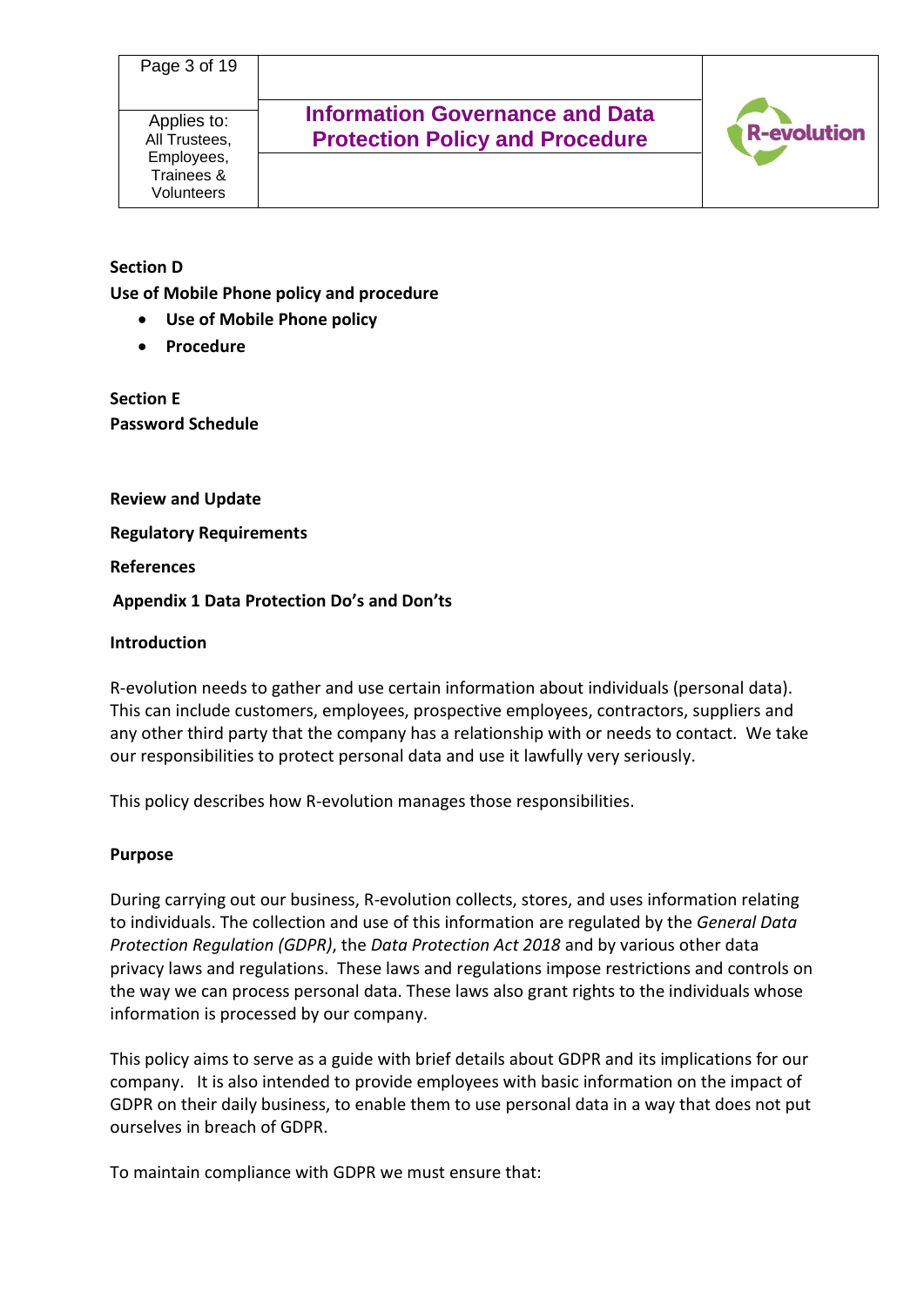**Section D**

**Use of Mobile Phone policy and procedure**

- **Use of Mobile Phone policy**
- **Procedure**

**Section E**

**Password Schedule**

**Review and Update**

**Regulatory Requirements**

**References**

**Appendix 1 Data Protection Do's and Don'ts**

**Introduction**

R-evolution needs to gather and use certain information about individuals (personal data). This can include customers, employees, prospective employees, contractors, suppliers and any other third party that the company has a relationship with or needs to contact. We take our responsibilities to protect personal data and use it lawfully very seriously.

This policy describes how R-evolution manages those responsibilities.

**Purpose**

During carrying out our business, R-evolution collects, stores, and uses information relating to individuals. The collection and use of this information are regulated by the *General Data Protection Regulation (GDPR)*, the *Data Protection Act 2018* and by various other data privacy laws and regulations. These laws and regulations impose restrictions and controls on the way we can process personal data. These laws also grant rights to the individuals whose information is processed by our company.

This policy aims to serve as a guide with brief details about GDPR and its implications for our company. It is also intended to provide employees with basic information on the impact of GDPR on their daily business, to enable them to use personal data in a way that does not put ourselves in breach of GDPR.

To maintain compliance with GDPR we must ensure that: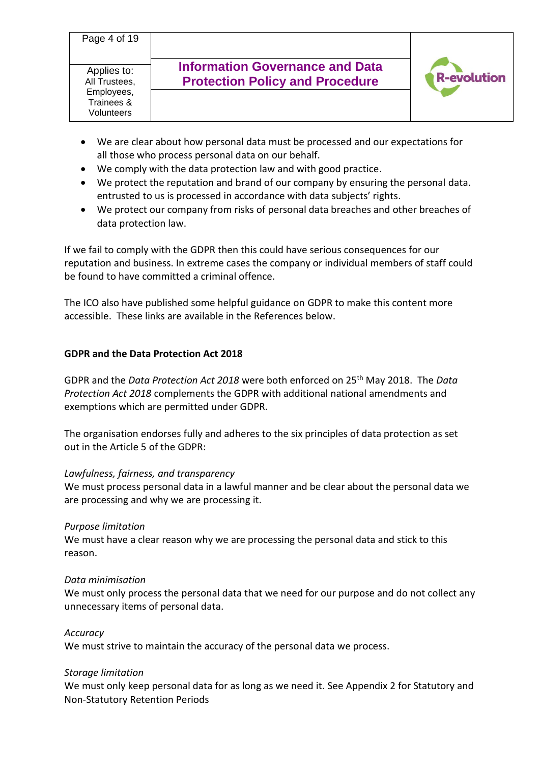- We are clear about how personal data must be processed and our expectations for all those who process personal data on our behalf.
- We comply with the data protection law and with good practice.
- We protect the reputation and brand of our company by ensuring the personal data. entrusted to us is processed in accordance with data subjects' rights.
- We protect our company from risks of personal data breaches and other breaches of data protection law.

If we fail to comply with the GDPR then this could have serious consequences for our reputation and business. In extreme cases the company or individual members of staff could be found to have committed a criminal offence.

The ICO also have published some helpful guidance on GDPR to make this content more accessible. These links are available in the References below.

**GDPR and the Data Protection Act 2018**

GDPR and the *Data Protection Act 2018* were both enforced on 25th May 2018. The *Data Protection Act 2018* complements the GDPR with additional national amendments and exemptions which are permitted under GDPR.

The organisation endorses fully and adheres to the six principles of data protection as set out in the Article 5 of the GDPR:

*Lawfulness, fairness, and transparency*
We must process personal data in a lawful manner and be clear about the personal data we are processing and why we are processing it.

*Purpose limitation*
We must have a clear reason why we are processing the personal data and stick to this reason.

*Data minimisation*
We must only process the personal data that we need for our purpose and do not collect any unnecessary items of personal data.

*Accuracy*
We must strive to maintain the accuracy of the personal data we process.

*Storage limitation*
We must only keep personal data for as long as we need it. See Appendix 2 for Statutory and Non-Statutory Retention Periods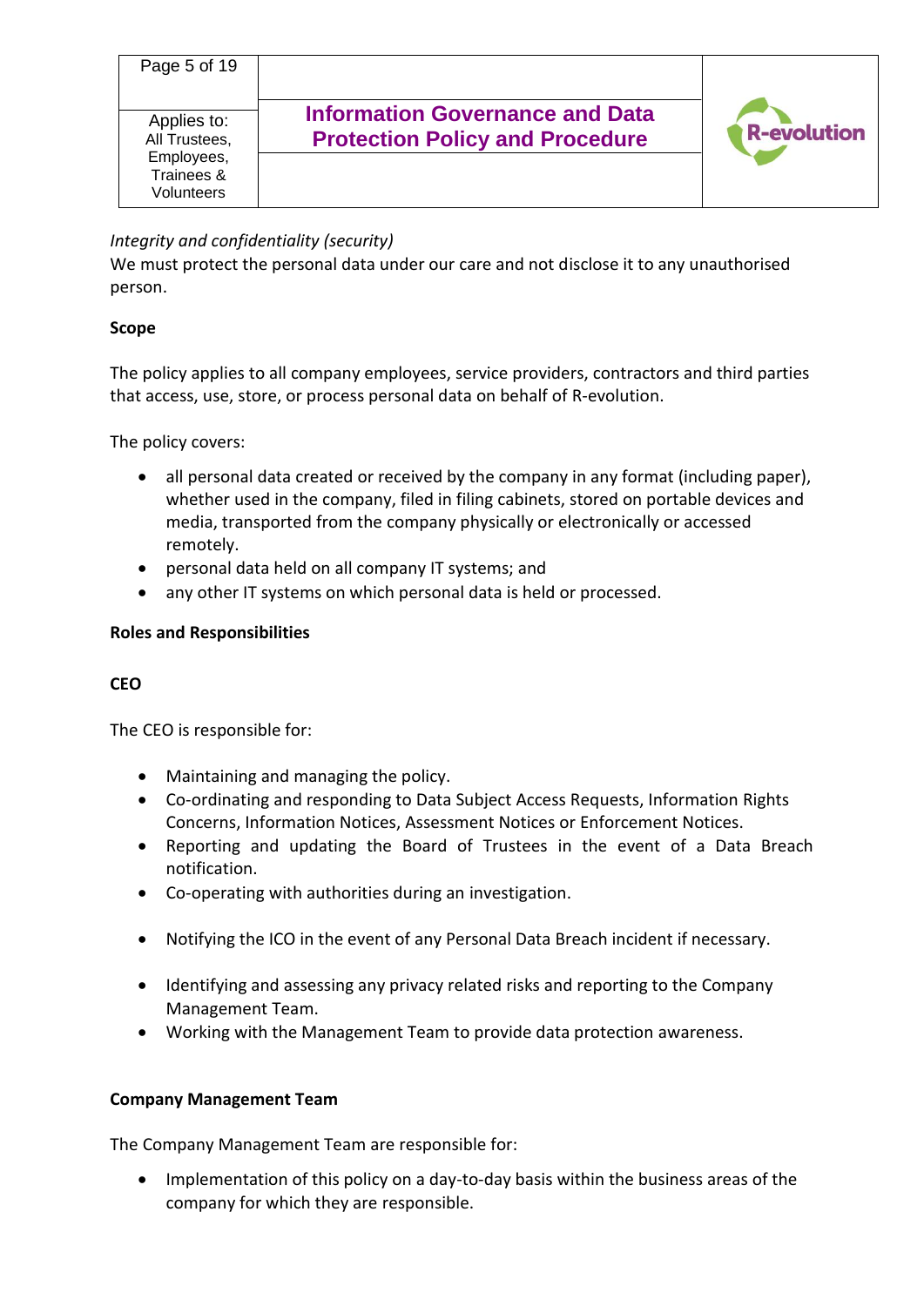*Integrity and confidentiality (security)*
We must protect the personal data under our care and not disclose it to any unauthorised person.

**Scope**

The policy applies to all company employees, service providers, contractors and third parties that access, use, store, or process personal data on behalf of R-evolution.

The policy covers:

- all personal data created or received by the company in any format (including paper), whether used in the company, filed in filing cabinets, stored on portable devices and media, transported from the company physically or electronically or accessed remotely.
- personal data held on all company IT systems; and
- any other IT systems on which personal data is held or processed.

**Roles and Responsibilities**

**CEO**

The CEO is responsible for:

- Maintaining and managing the policy.
- Co-ordinating and responding to Data Subject Access Requests, Information Rights Concerns, Information Notices, Assessment Notices or Enforcement Notices.
- Reporting and updating the Board of Trustees in the event of a Data Breach notification.
- Co-operating with authorities during an investigation.
- Notifying the ICO in the event of any Personal Data Breach incident if necessary.
- Identifying and assessing any privacy related risks and reporting to the Company Management Team.
- Working with the Management Team to provide data protection awareness.

**Company Management Team**

The Company Management Team are responsible for:

- Implementation of this policy on a day-to-day basis within the business areas of the company for which they are responsible.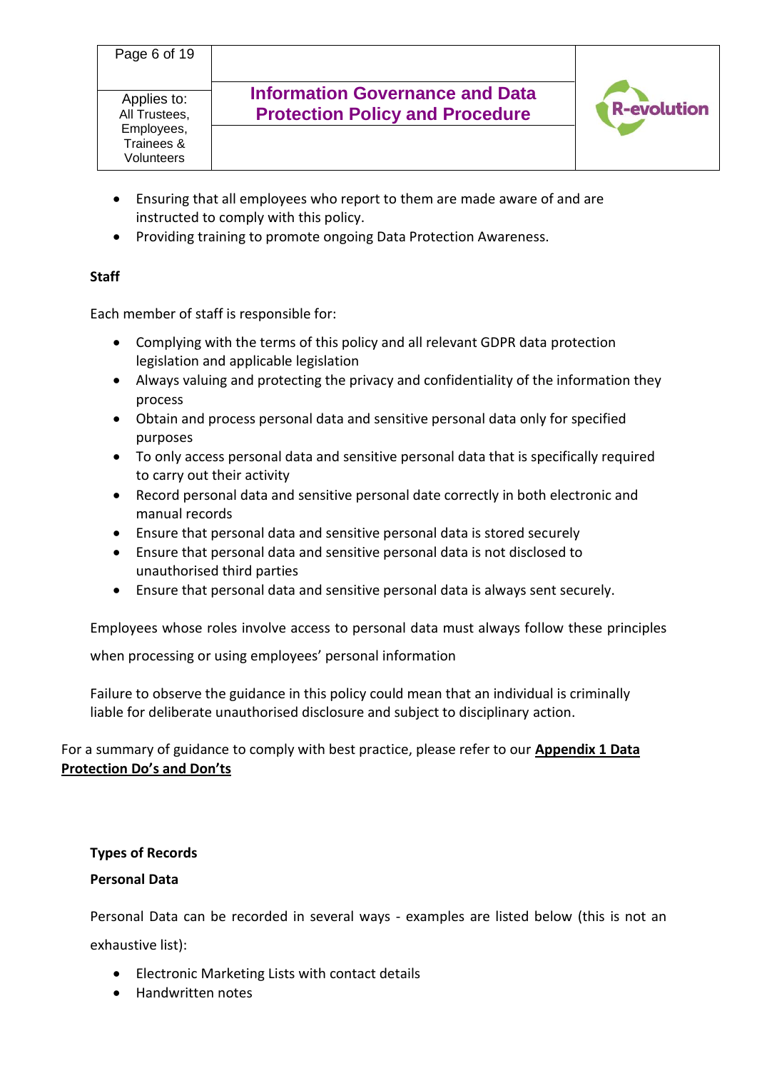- Ensuring that all employees who report to them are made aware of and are instructed to comply with this policy.
- Providing training to promote ongoing Data Protection Awareness.

**Staff**

Each member of staff is responsible for:

- Complying with the terms of this policy and all relevant GDPR data protection legislation and applicable legislation
- Always valuing and protecting the privacy and confidentiality of the information they process
- Obtain and process personal data and sensitive personal data only for specified purposes
- To only access personal data and sensitive personal data that is specifically required to carry out their activity
- Record personal data and sensitive personal date correctly in both electronic and manual records
- Ensure that personal data and sensitive personal data is stored securely
- Ensure that personal data and sensitive personal data is not disclosed to unauthorised third parties
- Ensure that personal data and sensitive personal data is always sent securely.

Employees whose roles involve access to personal data must always follow these principles when processing or using employees' personal information

Failure to observe the guidance in this policy could mean that an individual is criminally liable for deliberate unauthorised disclosure and subject to disciplinary action.

For a summary of guidance to comply with best practice, please refer to our **Appendix 1 Data Protection Do's and Don'ts**

**Types of Records**

**Personal Data**

Personal Data can be recorded in several ways - examples are listed below (this is not an exhaustive list):

- Electronic Marketing Lists with contact details
- Handwritten notes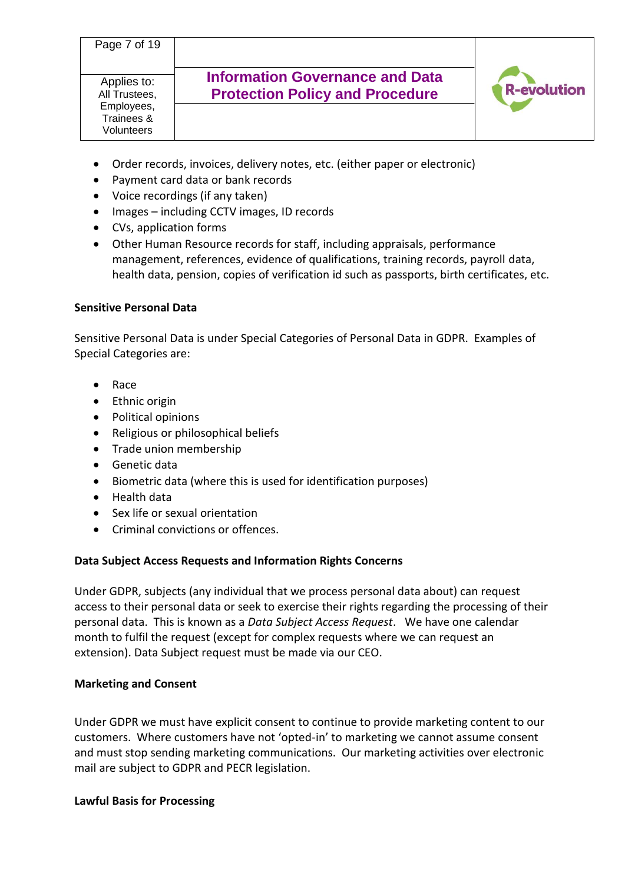- Order records, invoices, delivery notes, etc. (either paper or electronic)
- Payment card data or bank records
- Voice recordings (if any taken)
- Images – including CCTV images, ID records
- CVs, application forms
- Other Human Resource records for staff, including appraisals, performance management, references, evidence of qualifications, training records, payroll data, health data, pension, copies of verification id such as passports, birth certificates, etc.

**Sensitive Personal Data**

Sensitive Personal Data is under Special Categories of Personal Data in GDPR. Examples of Special Categories are:

- Race
- Ethnic origin
- Political opinions
- Religious or philosophical beliefs
- Trade union membership
- Genetic data
- Biometric data (where this is used for identification purposes)
- Health data
- Sex life or sexual orientation
- Criminal convictions or offences.

**Data Subject Access Requests and Information Rights Concerns**

Under GDPR, subjects (any individual that we process personal data about) can request access to their personal data or seek to exercise their rights regarding the processing of their personal data. This is known as a *Data Subject Access Request*. We have one calendar month to fulfil the request (except for complex requests where we can request an extension). Data Subject request must be made via our CEO.

**Marketing and Consent**

Under GDPR we must have explicit consent to continue to provide marketing content to our customers. Where customers have not 'opted-in' to marketing we cannot assume consent and must stop sending marketing communications. Our marketing activities over electronic mail are subject to GDPR and PECR legislation.

**Lawful Basis for Processing**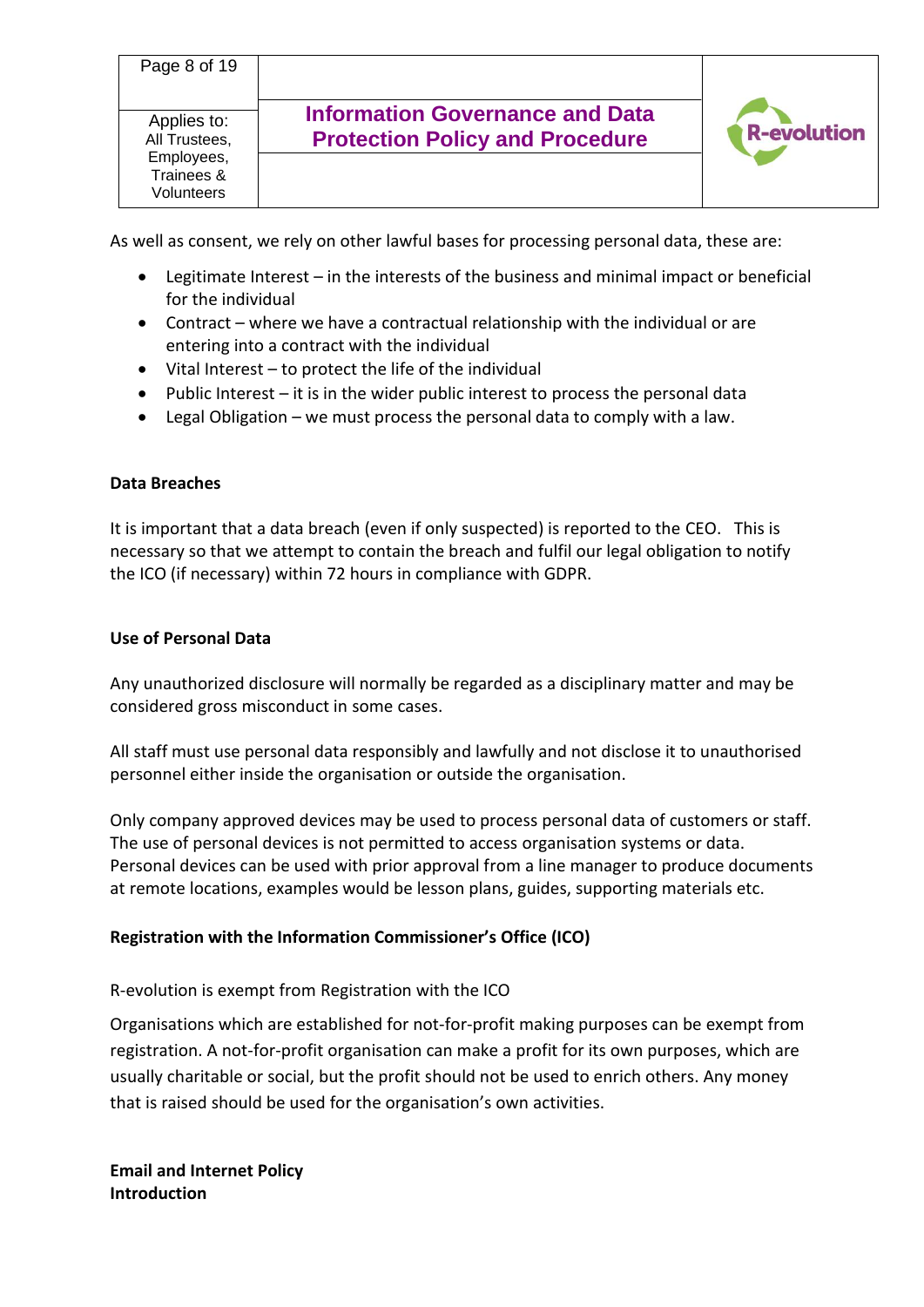As well as consent, we rely on other lawful bases for processing personal data, these are:

- Legitimate Interest – in the interests of the business and minimal impact or beneficial for the individual
- Contract – where we have a contractual relationship with the individual or are entering into a contract with the individual
- Vital Interest – to protect the life of the individual
- Public Interest – it is in the wider public interest to process the personal data
- Legal Obligation – we must process the personal data to comply with a law.

**Data Breaches**

It is important that a data breach (even if only suspected) is reported to the CEO. This is necessary so that we attempt to contain the breach and fulfil our legal obligation to notify the ICO (if necessary) within 72 hours in compliance with GDPR.

**Use of Personal Data**

Any unauthorized disclosure will normally be regarded as a disciplinary matter and may be considered gross misconduct in some cases.

All staff must use personal data responsibly and lawfully and not disclose it to unauthorised personnel either inside the organisation or outside the organisation.

Only company approved devices may be used to process personal data of customers or staff. The use of personal devices is not permitted to access organisation systems or data. Personal devices can be used with prior approval from a line manager to produce documents at remote locations, examples would be lesson plans, guides, supporting materials etc.

**Registration with the Information Commissioner's Office (ICO)**

R-evolution is exempt from Registration with the ICO

Organisations which are established for not-for-profit making purposes can be exempt from registration. A not-for-profit organisation can make a profit for its own purposes, which are usually charitable or social, but the profit should not be used to enrich others. Any money that is raised should be used for the organisation's own activities.

**Email and Internet Policy**
**Introduction**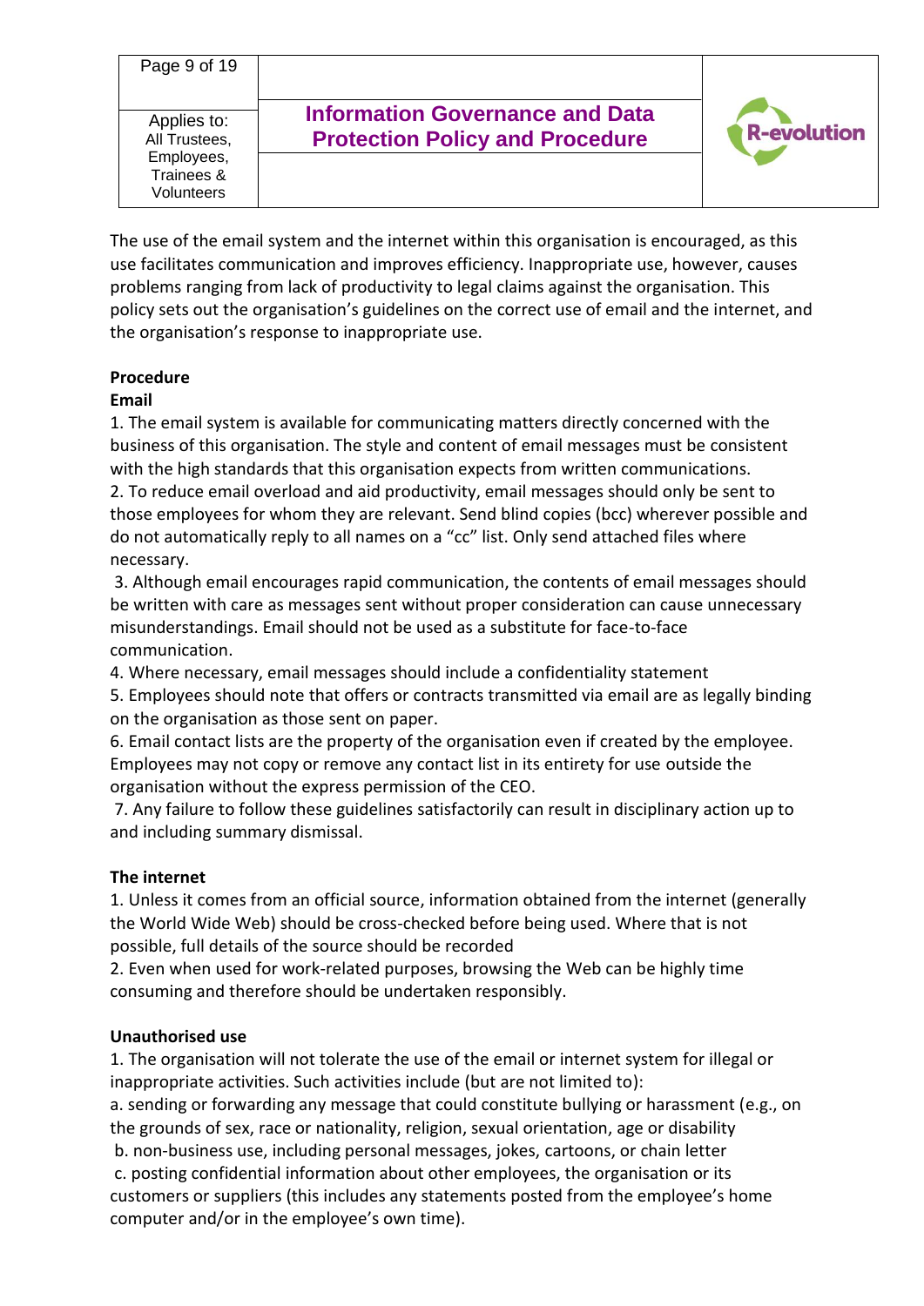The use of the email system and the internet within this organisation is encouraged, as this use facilitates communication and improves efficiency. Inappropriate use, however, causes problems ranging from lack of productivity to legal claims against the organisation. This policy sets out the organisation's guidelines on the correct use of email and the internet, and the organisation's response to inappropriate use.

**Procedure**

**Email**

1. The email system is available for communicating matters directly concerned with the business of this organisation. The style and content of email messages must be consistent with the high standards that this organisation expects from written communications.
2. To reduce email overload and aid productivity, email messages should only be sent to those employees for whom they are relevant. Send blind copies (bcc) wherever possible and do not automatically reply to all names on a "cc" list. Only send attached files where necessary.
3. Although email encourages rapid communication, the contents of email messages should be written with care as messages sent without proper consideration can cause unnecessary misunderstandings. Email should not be used as a substitute for face-to-face communication.
4. Where necessary, email messages should include a confidentiality statement
5. Employees should note that offers or contracts transmitted via email are as legally binding on the organisation as those sent on paper.
6. Email contact lists are the property of the organisation even if created by the employee. Employees may not copy or remove any contact list in its entirety for use outside the organisation without the express permission of the CEO.
7. Any failure to follow these guidelines satisfactorily can result in disciplinary action up to and including summary dismissal.

**The internet**

1. Unless it comes from an official source, information obtained from the internet (generally the World Wide Web) should be cross-checked before being used. Where that is not possible, full details of the source should be recorded
2. Even when used for work-related purposes, browsing the Web can be highly time consuming and therefore should be undertaken responsibly.

**Unauthorised use**

1. The organisation will not tolerate the use of the email or internet system for illegal or inappropriate activities. Such activities include (but are not limited to):

a. sending or forwarding any message that could constitute bullying or harassment (e.g., on the grounds of sex, race or nationality, religion, sexual orientation, age or disability

b. non-business use, including personal messages, jokes, cartoons, or chain letter

c. posting confidential information about other employees, the organisation or its customers or suppliers (this includes any statements posted from the employee's home computer and/or in the employee's own time).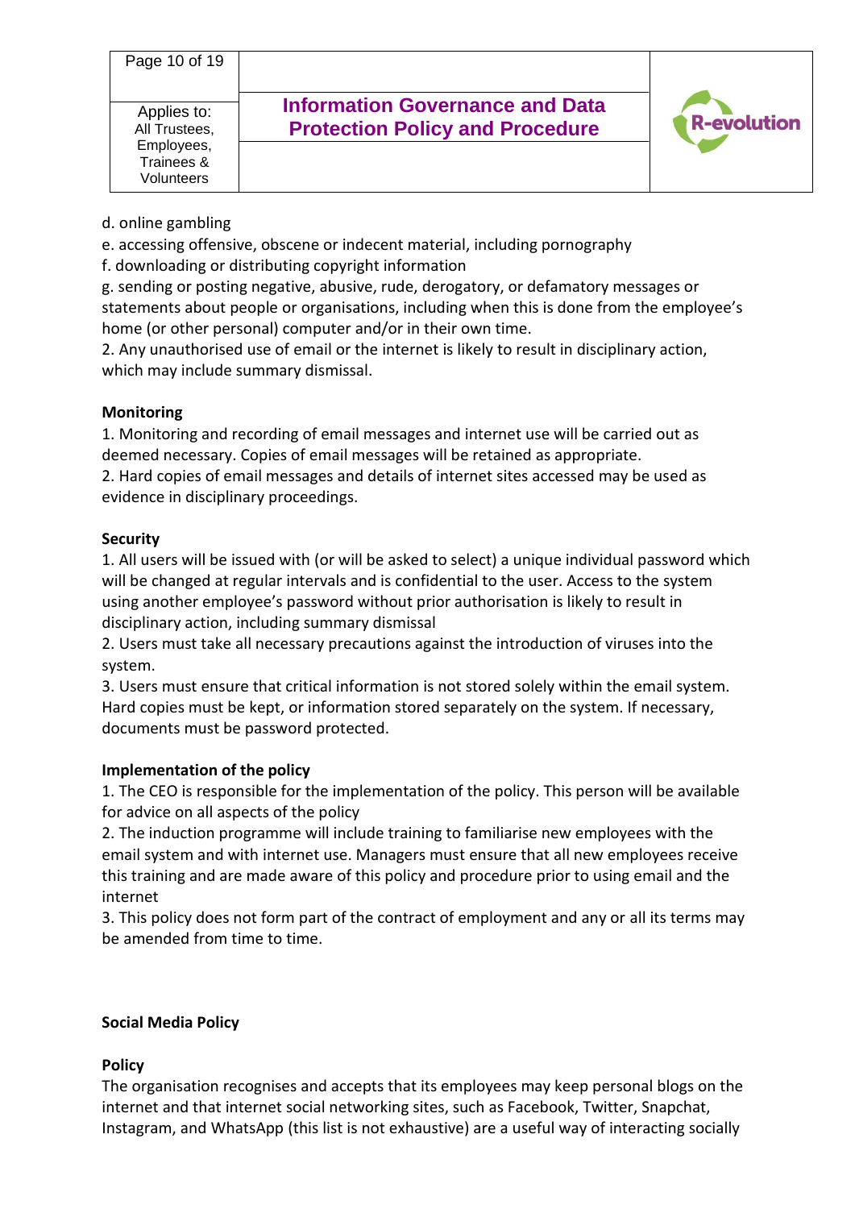d. online gambling

e. accessing offensive, obscene or indecent material, including pornography

f. downloading or distributing copyright information

g. sending or posting negative, abusive, rude, derogatory, or defamatory messages or statements about people or organisations, including when this is done from the employee's home (or other personal) computer and/or in their own time.

2. Any unauthorised use of email or the internet is likely to result in disciplinary action, which may include summary dismissal.

**Monitoring**

1. Monitoring and recording of email messages and internet use will be carried out as deemed necessary. Copies of email messages will be retained as appropriate.
2. Hard copies of email messages and details of internet sites accessed may be used as evidence in disciplinary proceedings.

**Security**

1. All users will be issued with (or will be asked to select) a unique individual password which will be changed at regular intervals and is confidential to the user. Access to the system using another employee's password without prior authorisation is likely to result in disciplinary action, including summary dismissal
2. Users must take all necessary precautions against the introduction of viruses into the system.
3. Users must ensure that critical information is not stored solely within the email system. Hard copies must be kept, or information stored separately on the system. If necessary, documents must be password protected.

**Implementation of the policy**

1. The CEO is responsible for the implementation of the policy. This person will be available for advice on all aspects of the policy
2. The induction programme will include training to familiarise new employees with the email system and with internet use. Managers must ensure that all new employees receive this training and are made aware of this policy and procedure prior to using email and the internet
3. This policy does not form part of the contract of employment and any or all its terms may be amended from time to time.

**Social Media Policy**

**Policy**

The organisation recognises and accepts that its employees may keep personal blogs on the internet and that internet social networking sites, such as Facebook, Twitter, Snapchat, Instagram, and WhatsApp (this list is not exhaustive) are a useful way of interacting socially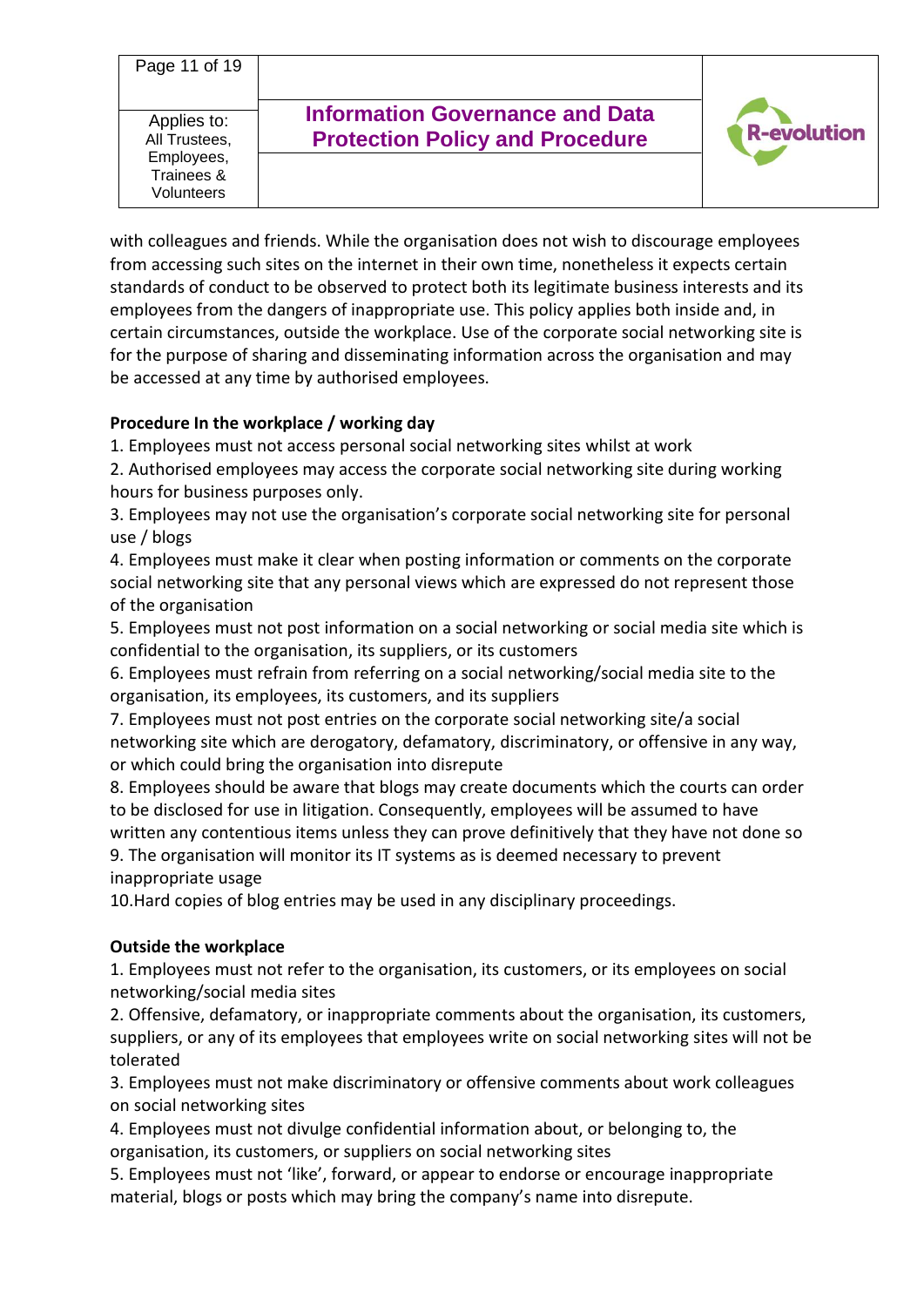with colleagues and friends. While the organisation does not wish to discourage employees from accessing such sites on the internet in their own time, nonetheless it expects certain standards of conduct to be observed to protect both its legitimate business interests and its employees from the dangers of inappropriate use. This policy applies both inside and, in certain circumstances, outside the workplace. Use of the corporate social networking site is for the purpose of sharing and disseminating information across the organisation and may be accessed at any time by authorised employees.

**Procedure In the workplace / working day**

1. Employees must not access personal social networking sites whilst at work
2. Authorised employees may access the corporate social networking site during working hours for business purposes only.
3. Employees may not use the organisation's corporate social networking site for personal use / blogs
4. Employees must make it clear when posting information or comments on the corporate social networking site that any personal views which are expressed do not represent those of the organisation
5. Employees must not post information on a social networking or social media site which is confidential to the organisation, its suppliers, or its customers
6. Employees must refrain from referring on a social networking/social media site to the organisation, its employees, its customers, and its suppliers
7. Employees must not post entries on the corporate social networking site/a social networking site which are derogatory, defamatory, discriminatory, or offensive in any way, or which could bring the organisation into disrepute
8. Employees should be aware that blogs may create documents which the courts can order to be disclosed for use in litigation. Consequently, employees will be assumed to have written any contentious items unless they can prove definitively that they have not done so
9. The organisation will monitor its IT systems as is deemed necessary to prevent inappropriate usage
10. Hard copies of blog entries may be used in any disciplinary proceedings.

**Outside the workplace**

1. Employees must not refer to the organisation, its customers, or its employees on social networking/social media sites
2. Offensive, defamatory, or inappropriate comments about the organisation, its customers, suppliers, or any of its employees that employees write on social networking sites will not be tolerated
3. Employees must not make discriminatory or offensive comments about work colleagues on social networking sites
4. Employees must not divulge confidential information about, or belonging to, the organisation, its customers, or suppliers on social networking sites
5. Employees must not 'like', forward, or appear to endorse or encourage inappropriate material, blogs or posts which may bring the company's name into disrepute.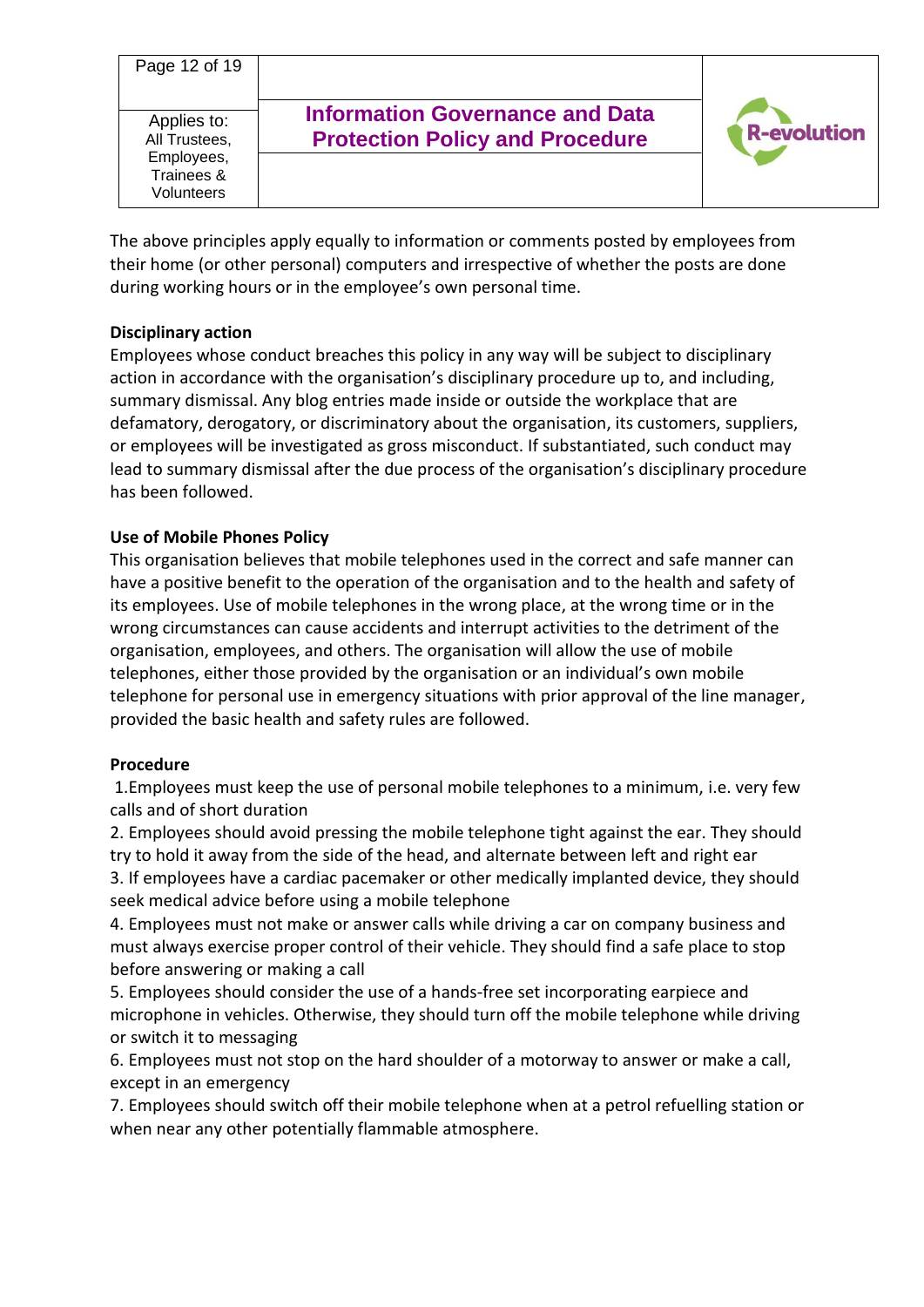The above principles apply equally to information or comments posted by employees from their home (or other personal) computers and irrespective of whether the posts are done during working hours or in the employee's own personal time.

**Disciplinary action**

Employees whose conduct breaches this policy in any way will be subject to disciplinary action in accordance with the organisation's disciplinary procedure up to, and including, summary dismissal. Any blog entries made inside or outside the workplace that are defamatory, derogatory, or discriminatory about the organisation, its customers, suppliers, or employees will be investigated as gross misconduct. If substantiated, such conduct may lead to summary dismissal after the due process of the organisation's disciplinary procedure has been followed.

**Use of Mobile Phones Policy**

This organisation believes that mobile telephones used in the correct and safe manner can have a positive benefit to the operation of the organisation and to the health and safety of its employees. Use of mobile telephones in the wrong place, at the wrong time or in the wrong circumstances can cause accidents and interrupt activities to the detriment of the organisation, employees, and others. The organisation will allow the use of mobile telephones, either those provided by the organisation or an individual's own mobile telephone for personal use in emergency situations with prior approval of the line manager, provided the basic health and safety rules are followed.

**Procedure**

1. Employees must keep the use of personal mobile telephones to a minimum, i.e. very few calls and of short duration
2. Employees should avoid pressing the mobile telephone tight against the ear. They should try to hold it away from the side of the head, and alternate between left and right ear
3. If employees have a cardiac pacemaker or other medically implanted device, they should seek medical advice before using a mobile telephone
4. Employees must not make or answer calls while driving a car on company business and must always exercise proper control of their vehicle. They should find a safe place to stop before answering or making a call
5. Employees should consider the use of a hands-free set incorporating earpiece and microphone in vehicles. Otherwise, they should turn off the mobile telephone while driving or switch it to messaging
6. Employees must not stop on the hard shoulder of a motorway to answer or make a call, except in an emergency
7. Employees should switch off their mobile telephone when at a petrol refuelling station or when near any other potentially flammable atmosphere.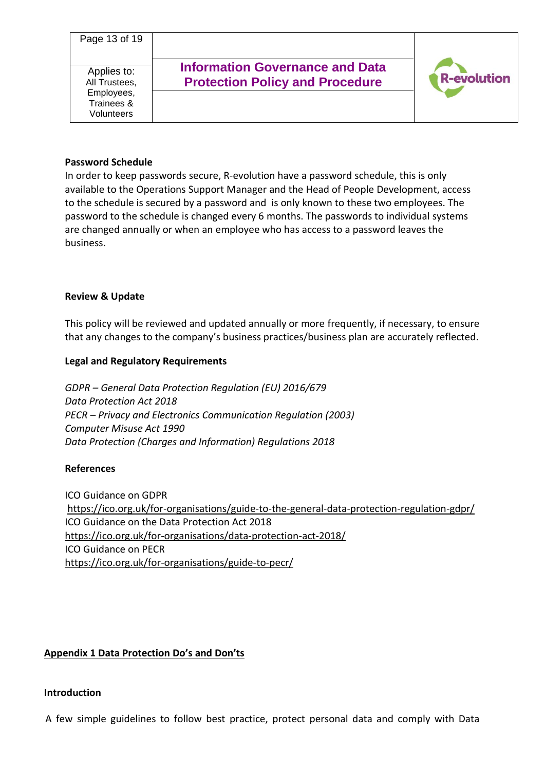**Password Schedule**

In order to keep passwords secure, R-evolution have a password schedule, this is only available to the Operations Support Manager and the Head of People Development, access to the schedule is secured by a password and is only known to these two employees. The password to the schedule is changed every 6 months. The passwords to individual systems are changed annually or when an employee who has access to a password leaves the business.

**Review & Update**

This policy will be reviewed and updated annually or more frequently, if necessary, to ensure that any changes to the company's business practices/business plan are accurately reflected.

**Legal and Regulatory Requirements**

*GDPR – General Data Protection Regulation (EU) 2016/679*
*Data Protection Act 2018*
*PECR – Privacy and Electronics Communication Regulation (2003)*
*Computer Misuse Act 1990*
*Data Protection (Charges and Information) Regulations 2018*

**References**

ICO Guidance on GDPR
https://ico.org.uk/for-organisations/guide-to-the-general-data-protection-regulation-gdpr/
ICO Guidance on the Data Protection Act 2018
https://ico.org.uk/for-organisations/data-protection-act-2018/
ICO Guidance on PECR
https://ico.org.uk/for-organisations/guide-to-pecr/

**Appendix 1 Data Protection Do's and Don'ts**

**Introduction**

A few simple guidelines to follow best practice, protect personal data and comply with Data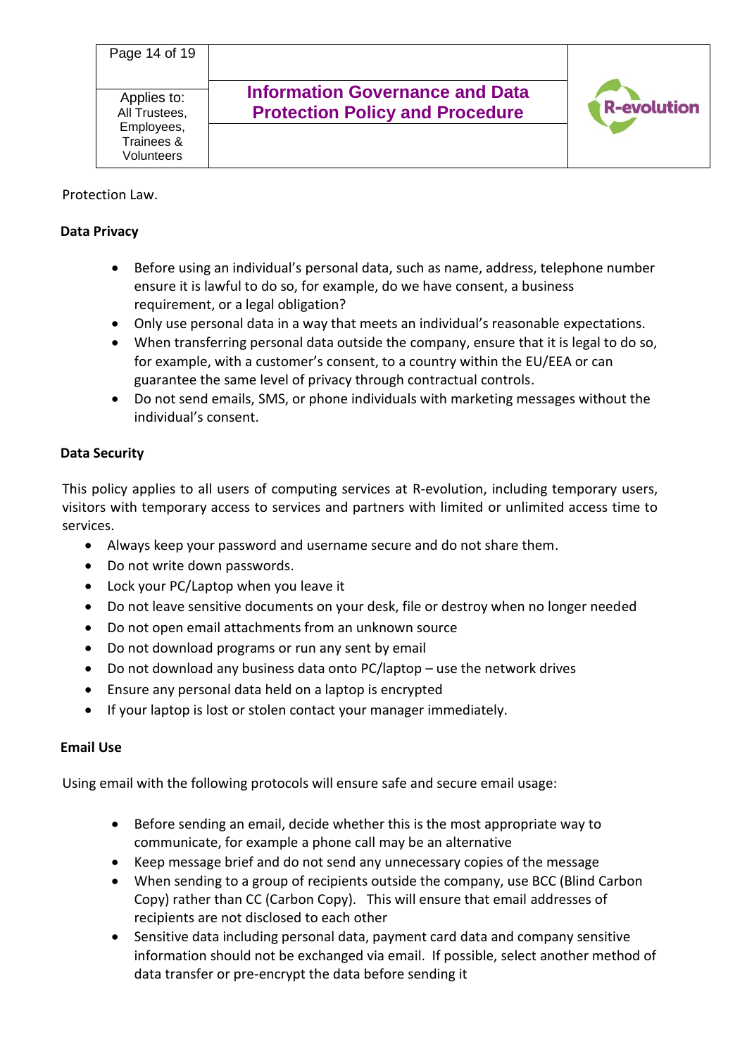Protection Law.

**Data Privacy**

- Before using an individual's personal data, such as name, address, telephone number ensure it is lawful to do so, for example, do we have consent, a business requirement, or a legal obligation?
- Only use personal data in a way that meets an individual's reasonable expectations.
- When transferring personal data outside the company, ensure that it is legal to do so, for example, with a customer's consent, to a country within the EU/EEA or can guarantee the same level of privacy through contractual controls.
- Do not send emails, SMS, or phone individuals with marketing messages without the individual's consent.

**Data Security**

This policy applies to all users of computing services at R-evolution, including temporary users, visitors with temporary access to services and partners with limited or unlimited access time to services.

- Always keep your password and username secure and do not share them.
- Do not write down passwords.
- Lock your PC/Laptop when you leave it
- Do not leave sensitive documents on your desk, file or destroy when no longer needed
- Do not open email attachments from an unknown source
- Do not download programs or run any sent by email
- Do not download any business data onto PC/laptop – use the network drives
- Ensure any personal data held on a laptop is encrypted
- If your laptop is lost or stolen contact your manager immediately.

**Email Use**

Using email with the following protocols will ensure safe and secure email usage:

- Before sending an email, decide whether this is the most appropriate way to communicate, for example a phone call may be an alternative
- Keep message brief and do not send any unnecessary copies of the message
- When sending to a group of recipients outside the company, use BCC (Blind Carbon Copy) rather than CC (Carbon Copy). This will ensure that email addresses of recipients are not disclosed to each other
- Sensitive data including personal data, payment card data and company sensitive information should not be exchanged via email. If possible, select another method of data transfer or pre-encrypt the data before sending it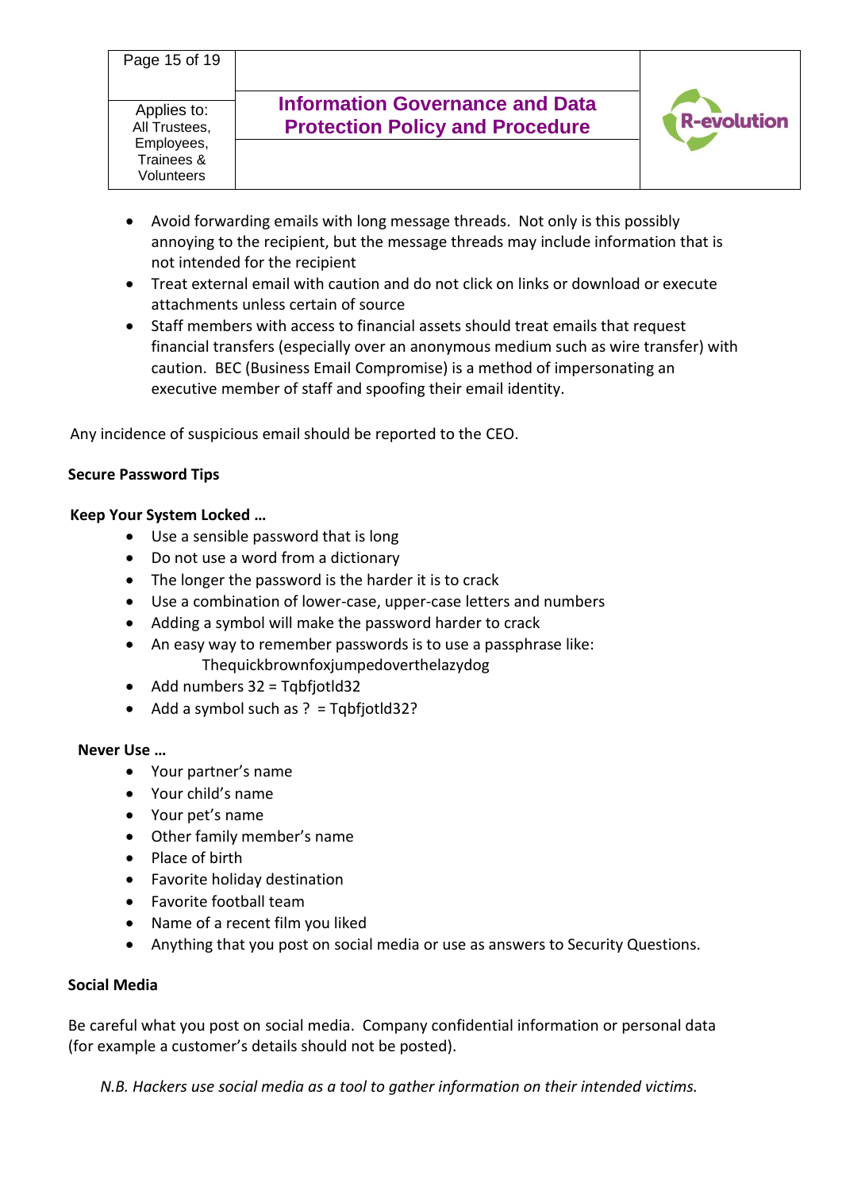- Avoid forwarding emails with long message threads. Not only is this possibly annoying to the recipient, but the message threads may include information that is not intended for the recipient
- Treat external email with caution and do not click on links or download or execute attachments unless certain of source
- Staff members with access to financial assets should treat emails that request financial transfers (especially over an anonymous medium such as wire transfer) with caution. BEC (Business Email Compromise) is a method of impersonating an executive member of staff and spoofing their email identity.

Any incidence of suspicious email should be reported to the CEO.

**Secure Password Tips**

**Keep Your System Locked …**

- Use a sensible password that is long
- Do not use a word from a dictionary
- The longer the password is the harder it is to crack
- Use a combination of lower-case, upper-case letters and numbers
- Adding a symbol will make the password harder to crack
- An easy way to remember passwords is to use a passphrase like:
  Thequickbrownfoxjumpedoverthelazydog
- Add numbers 32 = Tqbfjotld32
- Add a symbol such as ? = Tqbfjotld32?

**Never Use …**

- Your partner's name
- Your child's name
- Your pet's name
- Other family member's name
- Place of birth
- Favorite holiday destination
- Favorite football team
- Name of a recent film you liked
- Anything that you post on social media or use as answers to Security Questions.

**Social Media**

Be careful what you post on social media. Company confidential information or personal data (for example a customer's details should not be posted).

*N.B. Hackers use social media as a tool to gather information on their intended victims.*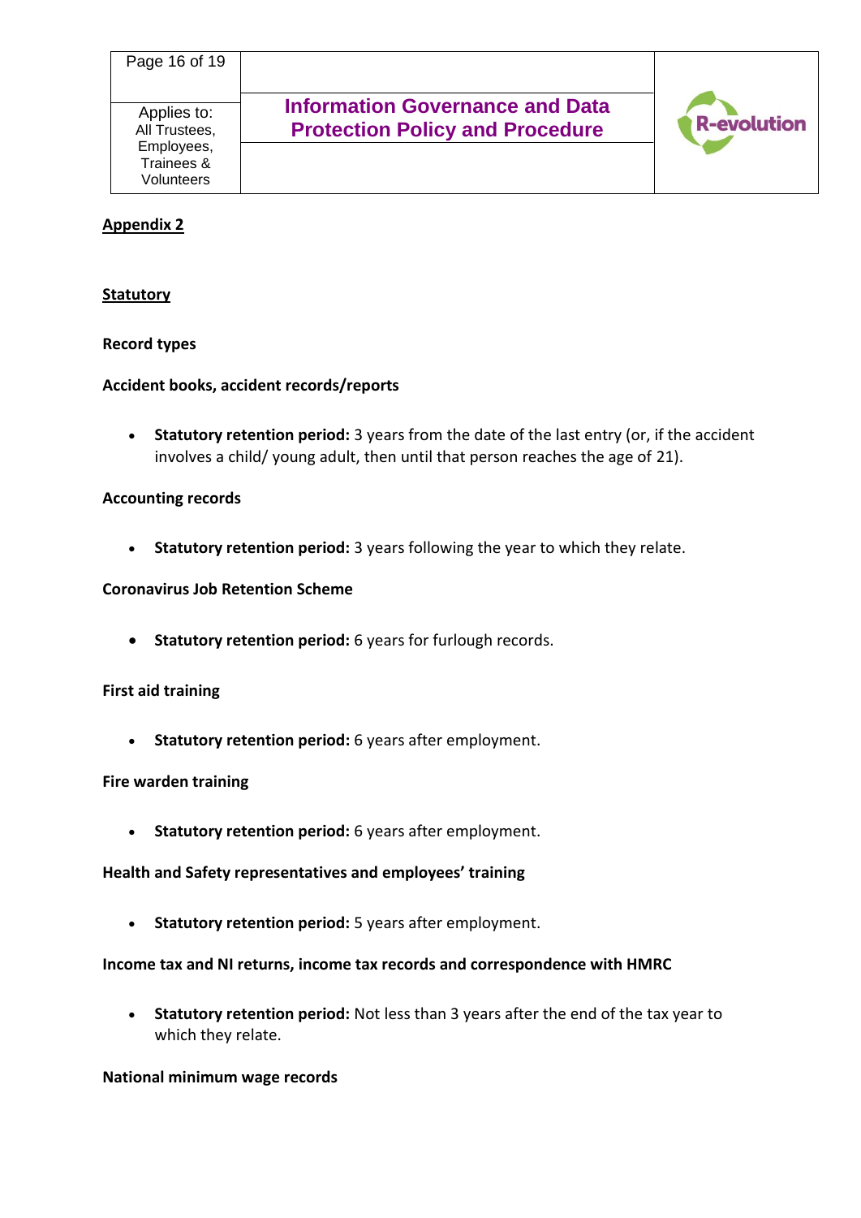## Appendix 2

### Statutory

**Record types**

**Accident books, accident records/reports**

- **Statutory retention period:** 3 years from the date of the last entry (or, if the accident involves a child/ young adult, then until that person reaches the age of 21).

**Accounting records**

- **Statutory retention period:** 3 years following the year to which they relate.

**Coronavirus Job Retention Scheme**

- **Statutory retention period:** 6 years for furlough records.

**First aid training**

- **Statutory retention period:** 6 years after employment.

**Fire warden training**

- **Statutory retention period:** 6 years after employment.

**Health and Safety representatives and employees' training**

- **Statutory retention period:** 5 years after employment.

**Income tax and NI returns, income tax records and correspondence with HMRC**

- **Statutory retention period:** Not less than 3 years after the end of the tax year to which they relate.

**National minimum wage records**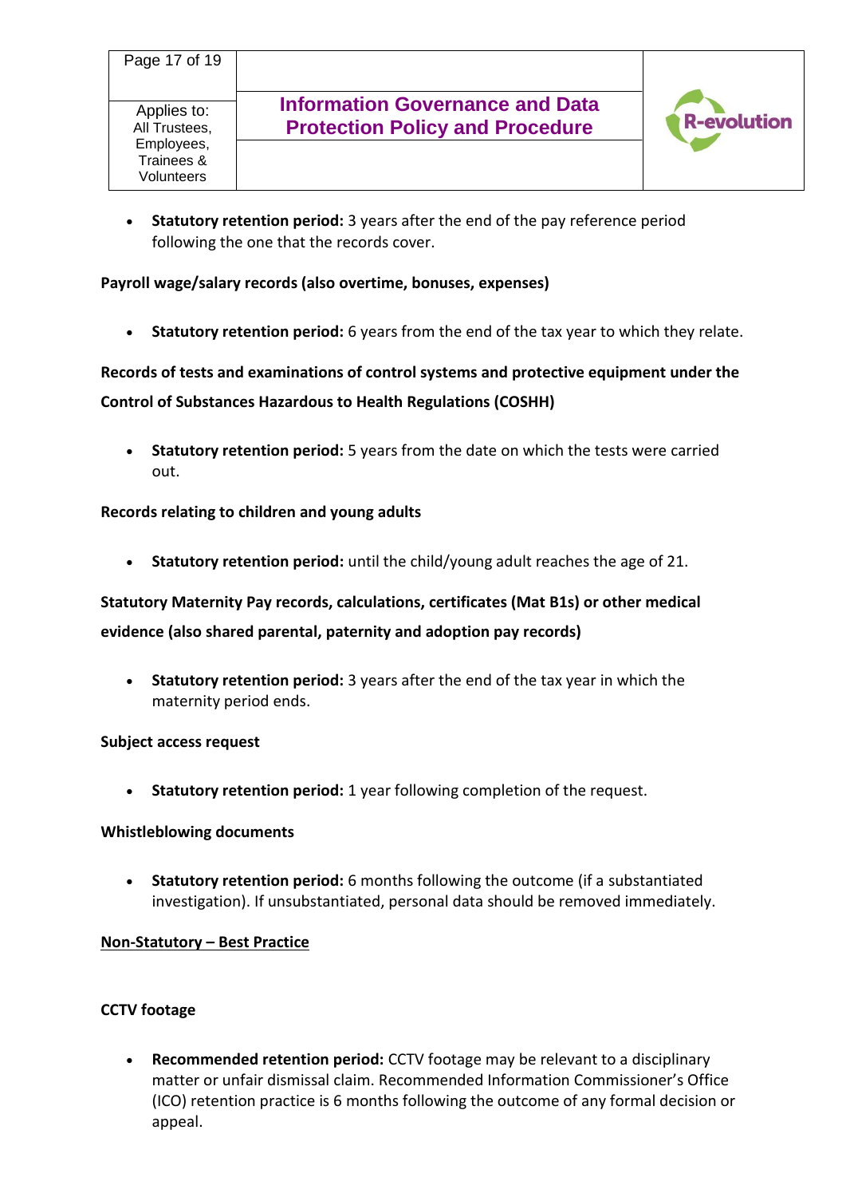- **Statutory retention period:** 3 years after the end of the pay reference period following the one that the records cover.

**Payroll wage/salary records (also overtime, bonuses, expenses)**

- **Statutory retention period:** 6 years from the end of the tax year to which they relate.

**Records of tests and examinations of control systems and protective equipment under the Control of Substances Hazardous to Health Regulations (COSHH)**

- **Statutory retention period:** 5 years from the date on which the tests were carried out.

**Records relating to children and young adults**

- **Statutory retention period:** until the child/young adult reaches the age of 21.

**Statutory Maternity Pay records, calculations, certificates (Mat B1s) or other medical evidence (also shared parental, paternity and adoption pay records)**

- **Statutory retention period:** 3 years after the end of the tax year in which the maternity period ends.

**Subject access request**

- **Statutory retention period:** 1 year following completion of the request.

**Whistleblowing documents**

- **Statutory retention period:** 6 months following the outcome (if a substantiated investigation). If unsubstantiated, personal data should be removed immediately.

**Non-Statutory – Best Practice**

**CCTV footage**

- **Recommended retention period:** CCTV footage may be relevant to a disciplinary matter or unfair dismissal claim. Recommended Information Commissioner's Office (ICO) retention practice is 6 months following the outcome of any formal decision or appeal.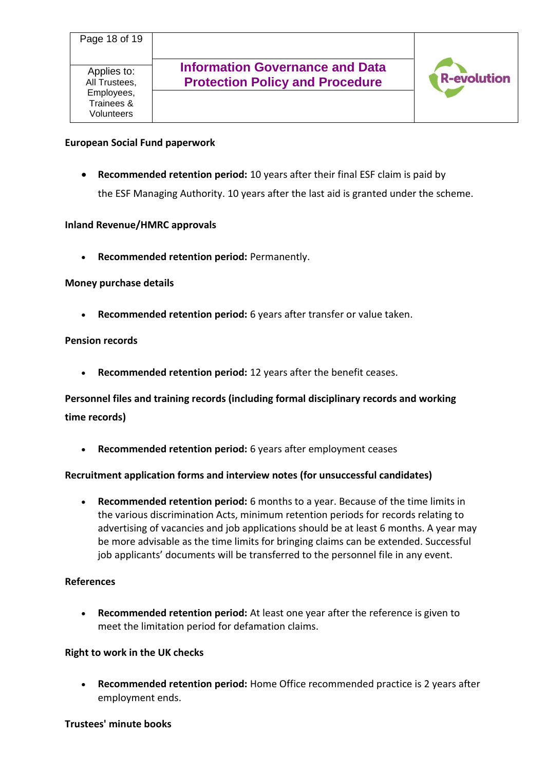**European Social Fund paperwork**

- **Recommended retention period:** 10 years after their final ESF claim is paid by the ESF Managing Authority. 10 years after the last aid is granted under the scheme.

**Inland Revenue/HMRC approvals**

- **Recommended retention period:** Permanently.

**Money purchase details**

- **Recommended retention period:** 6 years after transfer or value taken.

**Pension records**

- **Recommended retention period:** 12 years after the benefit ceases.

**Personnel files and training records (including formal disciplinary records and working time records)**

- **Recommended retention period:** 6 years after employment ceases

**Recruitment application forms and interview notes (for unsuccessful candidates)**

- **Recommended retention period:** 6 months to a year. Because of the time limits in the various discrimination Acts, minimum retention periods for records relating to advertising of vacancies and job applications should be at least 6 months. A year may be more advisable as the time limits for bringing claims can be extended. Successful job applicants' documents will be transferred to the personnel file in any event.

**References**

- **Recommended retention period:** At least one year after the reference is given to meet the limitation period for defamation claims.

**Right to work in the UK checks**

- **Recommended retention period:** Home Office recommended practice is 2 years after employment ends.

**Trustees' minute books**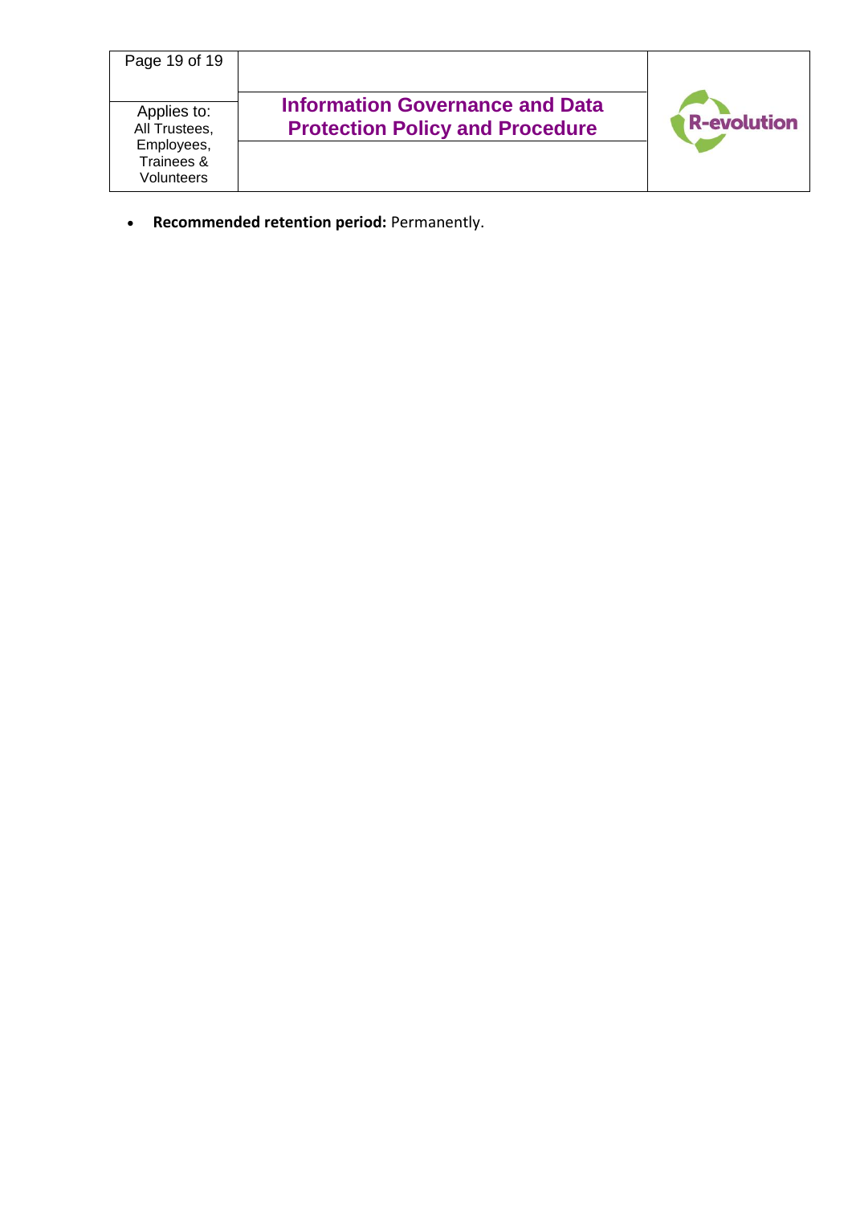- **Recommended retention period:** Permanently.